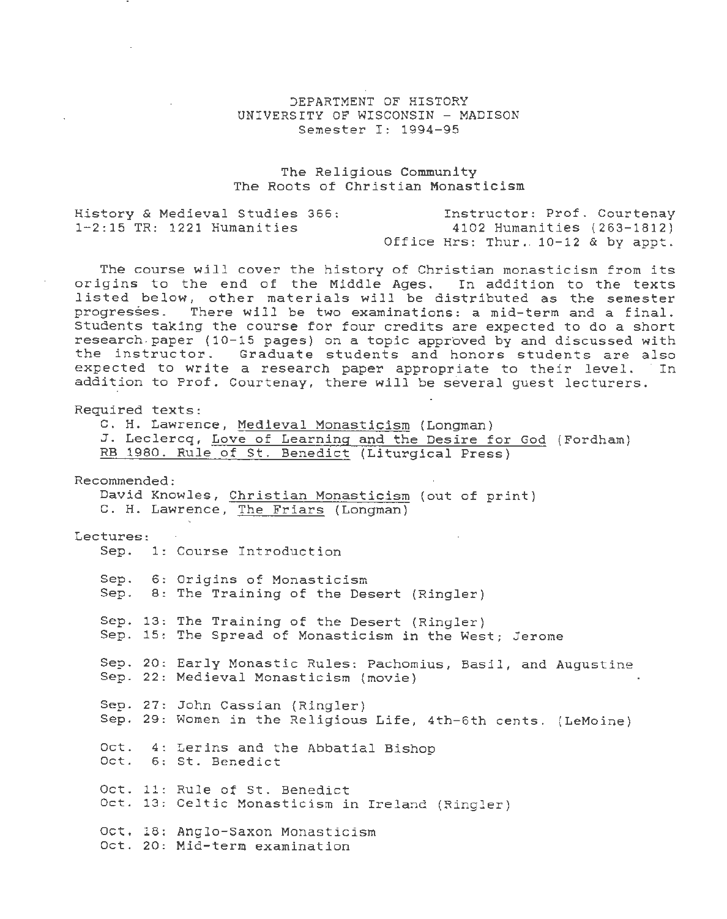DEPARTMENT OF HISTORY
UNIVERSITY OF WISCONSIN - MADISON
Semester I: 1994-95

# The Religious Community
## The Roots of Christian Monasticism

History & Medieval Studies 366:
1-2:15 TR: 1221 Humanities

Instructor: Prof. Courtenay
4102 Humanities (263-1812)
Office Hrs: Thur. 10-12 & by appt.

The course will cover the history of Christian monasticism from its origins to the end of the Middle Ages. In addition to the texts listed below, other materials will be distributed as the semester progresses. There will be two examinations: a mid-term and a final. Students taking the course for four credits are expected to do a short research paper (10-15 pages) on a topic approved by and discussed with the instructor. Graduate students and honors students are also expected to write a research paper appropriate to their level. In addition to Prof. Courtenay, there will be several guest lecturers.

Required texts:

- C. H. Lawrence, Medieval Monasticism (Longman)
- J. Leclercq, Love of Learning and the Desire for God (Fordham)
- RB 1980. Rule of St. Benedict (Liturgical Press)

Recommended:

- David Knowles, Christian Monasticism (out of print)
- C. H. Lawrence, The Friars (Longman)

Lectures:

Sep. 1: Course Introduction

Sep. 6: Origins of Monasticism
Sep. 8: The Training of the Desert (Ringler)

Sep. 13: The Training of the Desert (Ringler)
Sep. 15: The Spread of Monasticism in the West; Jerome

Sep. 20: Early Monastic Rules: Pachomius, Basil, and Augustine
Sep. 22: Medieval Monasticism (movie)

Sep. 27: John Cassian (Ringler)
Sep. 29: Women in the Religious Life, 4th-6th cents. (LeMoine)

Oct. 4: Lerins and the Abbatial Bishop
Oct. 6: St. Benedict

Oct. 11: Rule of St. Benedict
Oct. 13: Celtic Monasticism in Ireland (Ringler)

Oct. 18: Anglo-Saxon Monasticism
Oct. 20: Mid-term examination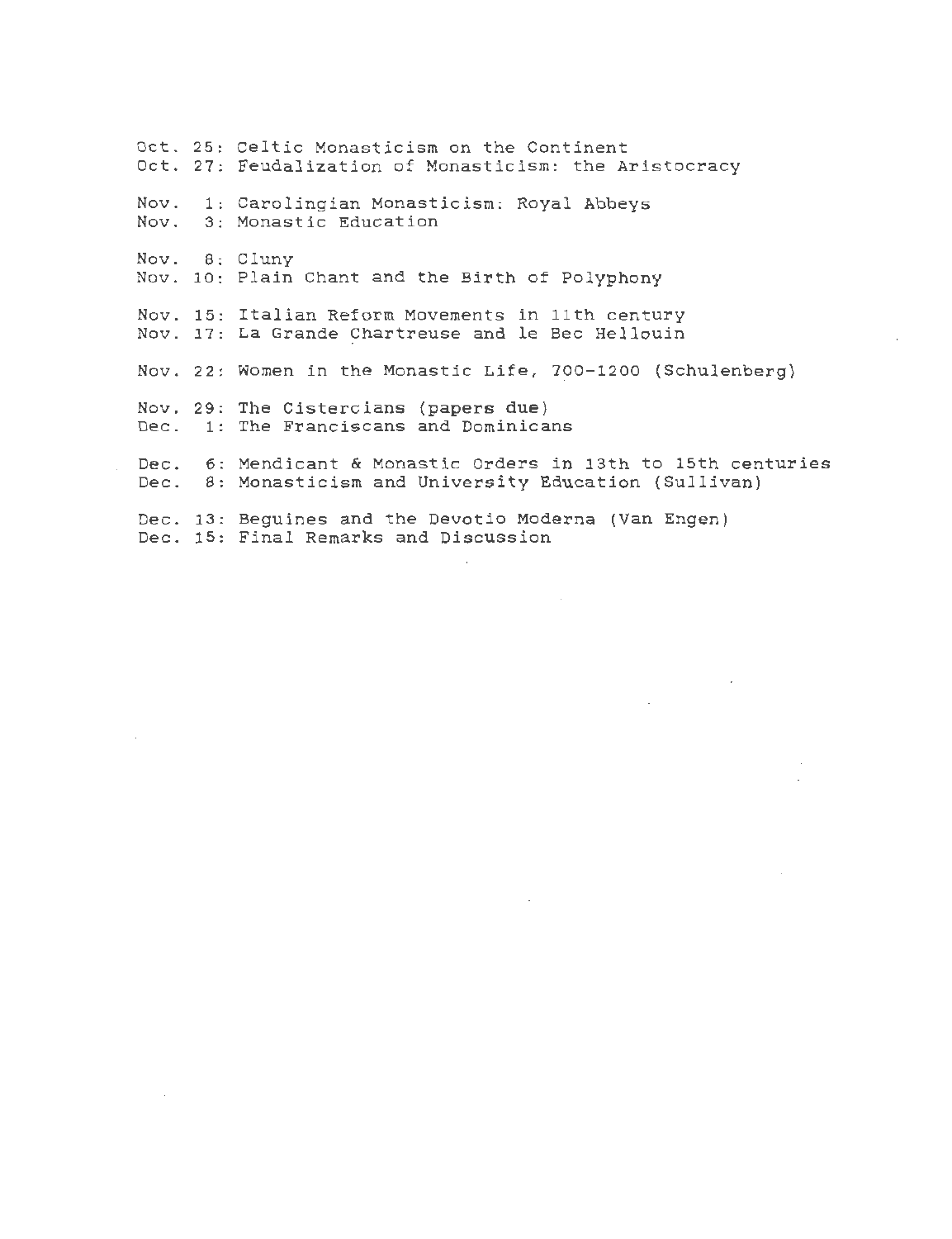Oct. 25: Celtic Monasticism on the Continent
Oct. 27: Feudalization of Monasticism: the Aristocracy

Nov. 1: Carolingian Monasticism; Royal Abbeys
Nov. 3: Monastic Education

Nov. 8: Cluny
Nov. 10: Plain Chant and the Birth of Polyphony

Nov. 15: Italian Reform Movements in 11th century
Nov. 17: La Grande Chartreuse and le Bec Hellouin

Nov. 22: Women in the Monastic Life, 700-1200 (Schulenberg)

Nov. 29: The Cistercians (papers due)
Dec. 1: The Franciscans and Dominicans

Dec. 6: Mendicant & Monastic Orders in 13th to 15th centuries
Dec. 8: Monasticism and University Education (Sullivan)

Dec. 13: Beguines and the Devotio Moderna (Van Engen)
Dec. 15: Final Remarks and Discussion